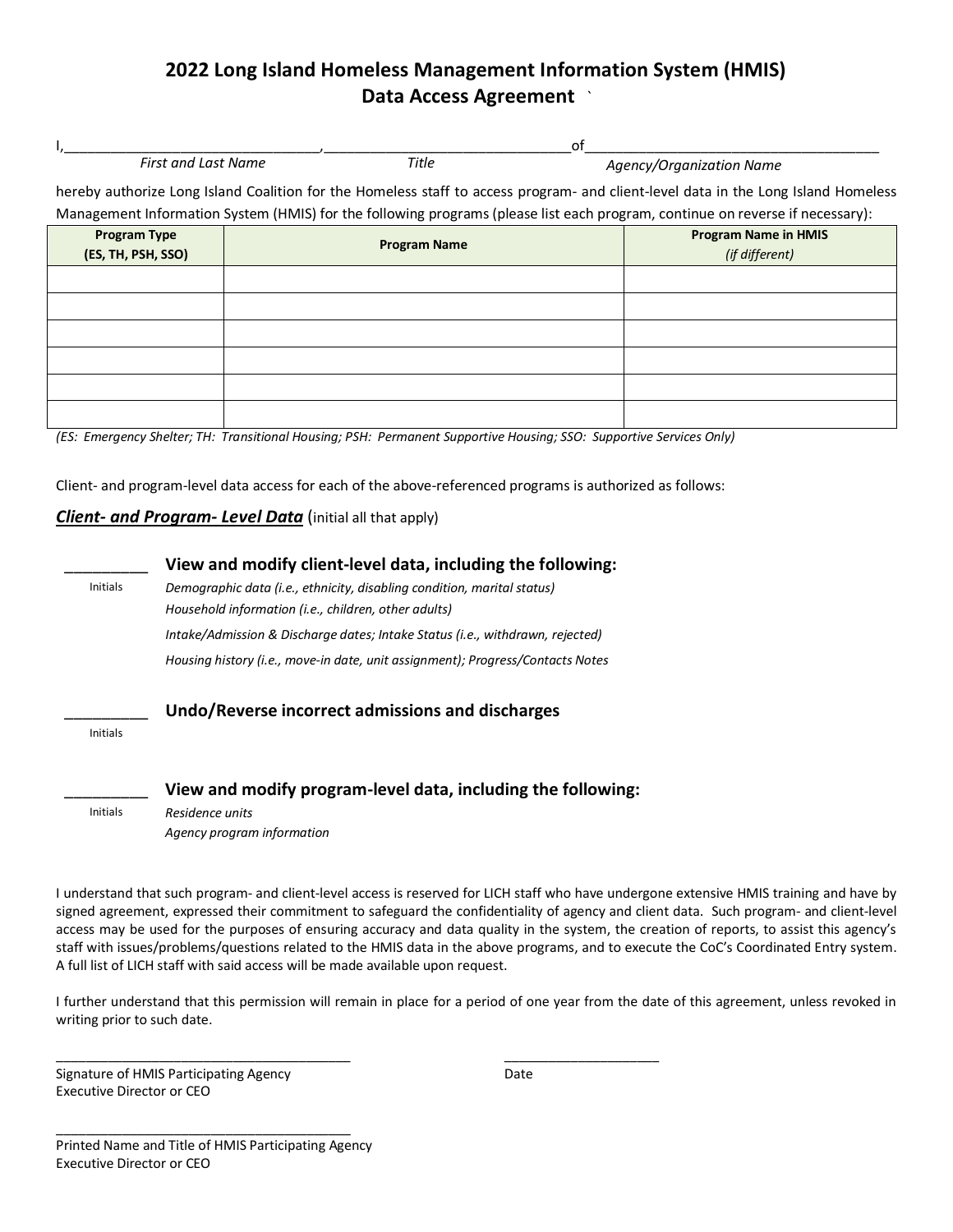# 2022 Long Island Homeless Management Information System (HMIS) Data Access Agreement `

I,________________________________,________________________________of____________________________________

*First and Last Name* *Title* *Agency/Organization Name*

hereby authorize Long Island Coalition for the Homeless staff to access program- and client-level data in the Long Island Homeless Management Information System (HMIS) for the following programs (please list each program, continue on reverse if necessary):

| Program Type (ES, TH, PSH, SSO) | Program Name | Program Name in HMIS *(if different)* |
|---|---|---|
| | | |
| | | |
| | | |
| | | |
| | | |
| | | |

*(ES: Emergency Shelter; TH: Transitional Housing; PSH: Permanent Supportive Housing; SSO: Supportive Services Only)*

Client- and program-level data access for each of the above-referenced programs is authorized as follows:

***Client- and Program- Level Data*** (initial all that apply)

__________ Initials **View and modify client-level data, including the following:**

*Demographic data (i.e., ethnicity, disabling condition, marital status)*
*Household information (i.e., children, other adults)*
*Intake/Admission & Discharge dates; Intake Status (i.e., withdrawn, rejected)*
*Housing history (i.e., move-in date, unit assignment); Progress/Contacts Notes*

__________ Initials **Undo/Reverse incorrect admissions and discharges**

__________ Initials **View and modify program-level data, including the following:**

*Residence units*
*Agency program information*

I understand that such program- and client-level access is reserved for LICH staff who have undergone extensive HMIS training and have by signed agreement, expressed their commitment to safeguard the confidentiality of agency and client data. Such program- and client-level access may be used for the purposes of ensuring accuracy and data quality in the system, the creation of reports, to assist this agency's staff with issues/problems/questions related to the HMIS data in the above programs, and to execute the CoC's Coordinated Entry system. A full list of LICH staff with said access will be made available upon request.

I further understand that this permission will remain in place for a period of one year from the date of this agreement, unless revoked in writing prior to such date.

________________________________________ ____________________

Signature of HMIS Participating Agency Executive Director or CEO Date

________________________________________

Printed Name and Title of HMIS Participating Agency Executive Director or CEO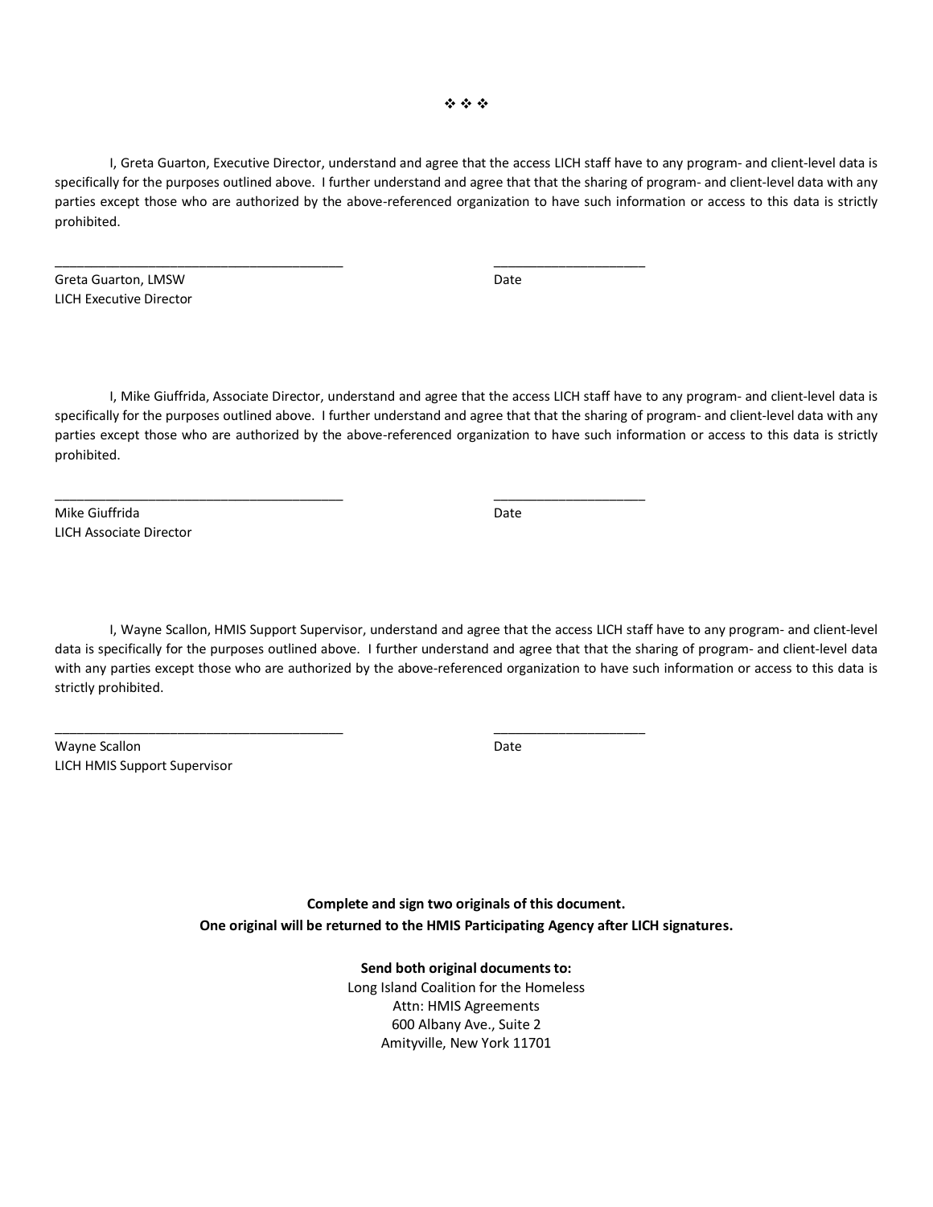❖ ❖ ❖

I, Greta Guarton, Executive Director, understand and agree that the access LICH staff have to any program- and client-level data is specifically for the purposes outlined above. I further understand and agree that that the sharing of program- and client-level data with any parties except those who are authorized by the above-referenced organization to have such information or access to this data is strictly prohibited.

\_\_\_\_\_\_\_\_\_\_\_\_\_\_\_\_\_\_\_\_\_\_\_\_\_\_\_\_\_\_\_\_\_\_\_\_\_\_\_\_ \_\_\_\_\_\_\_\_\_\_\_\_\_\_\_\_\_\_\_\_\_\_

Greta Guarton, LMSW Date
LICH Executive Director

I, Mike Giuffrida, Associate Director, understand and agree that the access LICH staff have to any program- and client-level data is specifically for the purposes outlined above. I further understand and agree that that the sharing of program- and client-level data with any parties except those who are authorized by the above-referenced organization to have such information or access to this data is strictly prohibited.

\_\_\_\_\_\_\_\_\_\_\_\_\_\_\_\_\_\_\_\_\_\_\_\_\_\_\_\_\_\_\_\_\_\_\_\_\_\_\_\_ \_\_\_\_\_\_\_\_\_\_\_\_\_\_\_\_\_\_\_\_\_\_

Mike Giuffrida Date
LICH Associate Director

I, Wayne Scallon, HMIS Support Supervisor, understand and agree that the access LICH staff have to any program- and client-level data is specifically for the purposes outlined above. I further understand and agree that that the sharing of program- and client-level data with any parties except those who are authorized by the above-referenced organization to have such information or access to this data is strictly prohibited.

\_\_\_\_\_\_\_\_\_\_\_\_\_\_\_\_\_\_\_\_\_\_\_\_\_\_\_\_\_\_\_\_\_\_\_\_\_\_\_\_ \_\_\_\_\_\_\_\_\_\_\_\_\_\_\_\_\_\_\_\_\_\_

Wayne Scallon Date
LICH HMIS Support Supervisor

**Complete and sign two originals of this document.**
**One original will be returned to the HMIS Participating Agency after LICH signatures.**

**Send both original documents to:**
Long Island Coalition for the Homeless
Attn: HMIS Agreements
600 Albany Ave., Suite 2
Amityville, New York 11701